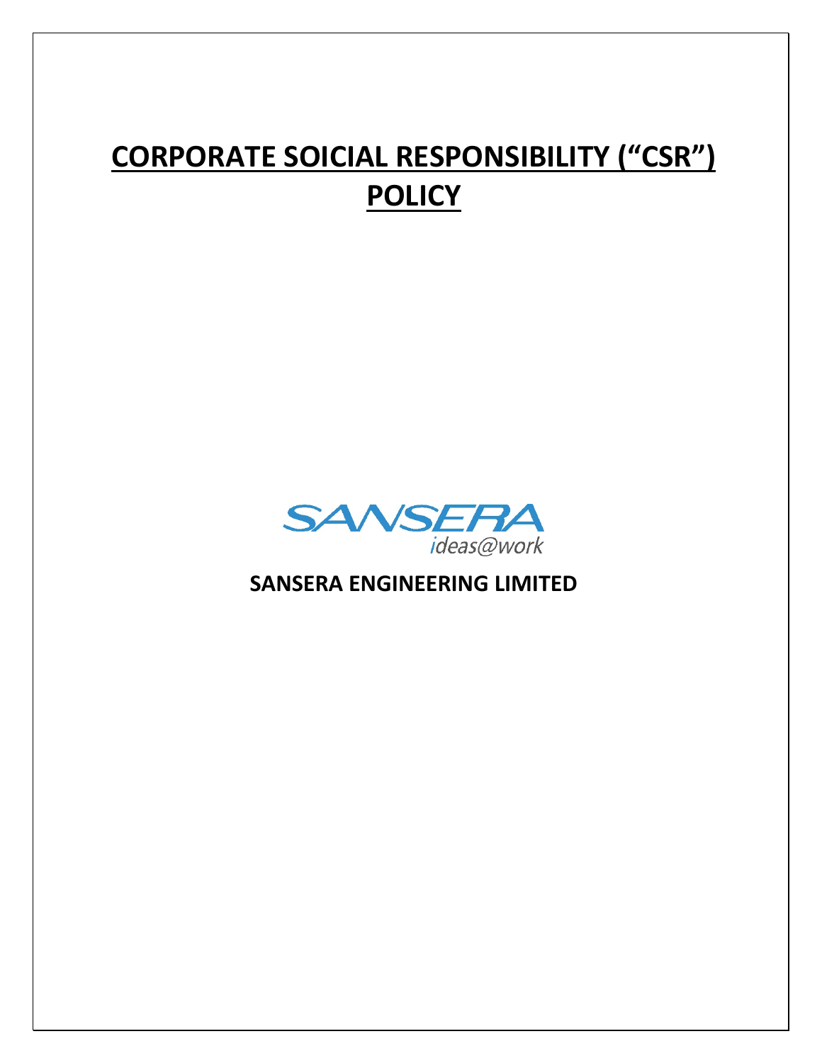# CORPORATE SOICIAL RESPONSIBILITY ("CSR") POLICY

SANSERA
ideas@work

**SANSERA ENGINEERING LIMITED**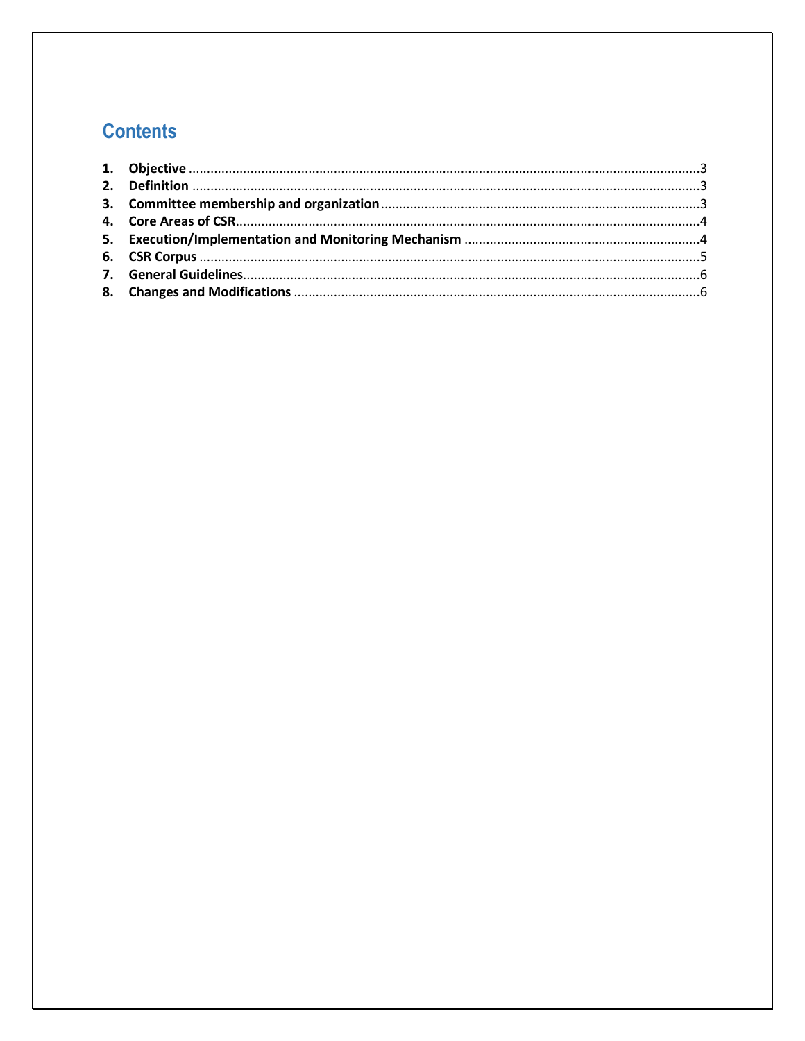# Contents

1. **Objective** ........................................................................................................................................3
2. **Definition** .......................................................................................................................................3
3. **Committee membership and organization** ....................................................................................3
4. **Core Areas of CSR**...........................................................................................................................4
5. **Execution/Implementation and Monitoring Mechanism** ...............................................................4
6. **CSR Corpus** .....................................................................................................................................5
7. **General Guidelines**..........................................................................................................................6
8. **Changes and Modifications** ............................................................................................................6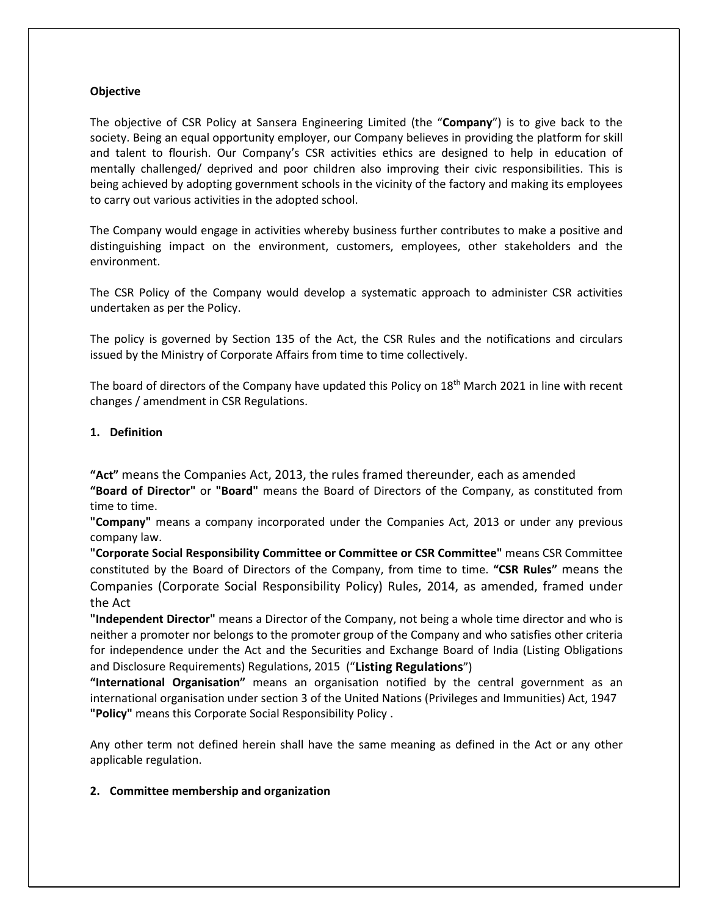**Objective**

The objective of CSR Policy at Sansera Engineering Limited (the "**Company**") is to give back to the society. Being an equal opportunity employer, our Company believes in providing the platform for skill and talent to flourish. Our Company's CSR activities ethics are designed to help in education of mentally challenged/ deprived and poor children also improving their civic responsibilities. This is being achieved by adopting government schools in the vicinity of the factory and making its employees to carry out various activities in the adopted school.

The Company would engage in activities whereby business further contributes to make a positive and distinguishing impact on the environment, customers, employees, other stakeholders and the environment.

The CSR Policy of the Company would develop a systematic approach to administer CSR activities undertaken as per the Policy.

The policy is governed by Section 135 of the Act, the CSR Rules and the notifications and circulars issued by the Ministry of Corporate Affairs from time to time collectively.

The board of directors of the Company have updated this Policy on 18th March 2021 in line with recent changes / amendment in CSR Regulations.

**1. Definition**

**"Act"** means the Companies Act, 2013, the rules framed thereunder, each as amended

**"Board of Director"** or **"Board"** means the Board of Directors of the Company, as constituted from time to time.

**"Company"** means a company incorporated under the Companies Act, 2013 or under any previous company law.

**"Corporate Social Responsibility Committee or Committee or CSR Committee"** means CSR Committee constituted by the Board of Directors of the Company, from time to time. **"CSR Rules"** means the Companies (Corporate Social Responsibility Policy) Rules, 2014, as amended, framed under the Act

**"Independent Director"** means a Director of the Company, not being a whole time director and who is neither a promoter nor belongs to the promoter group of the Company and who satisfies other criteria for independence under the Act and the Securities and Exchange Board of India (Listing Obligations and Disclosure Requirements) Regulations, 2015 ("**Listing Regulations**")

**"International Organisation"** means an organisation notified by the central government as an international organisation under section 3 of the United Nations (Privileges and Immunities) Act, 1947

**"Policy"** means this Corporate Social Responsibility Policy .

Any other term not defined herein shall have the same meaning as defined in the Act or any other applicable regulation.

**2. Committee membership and organization**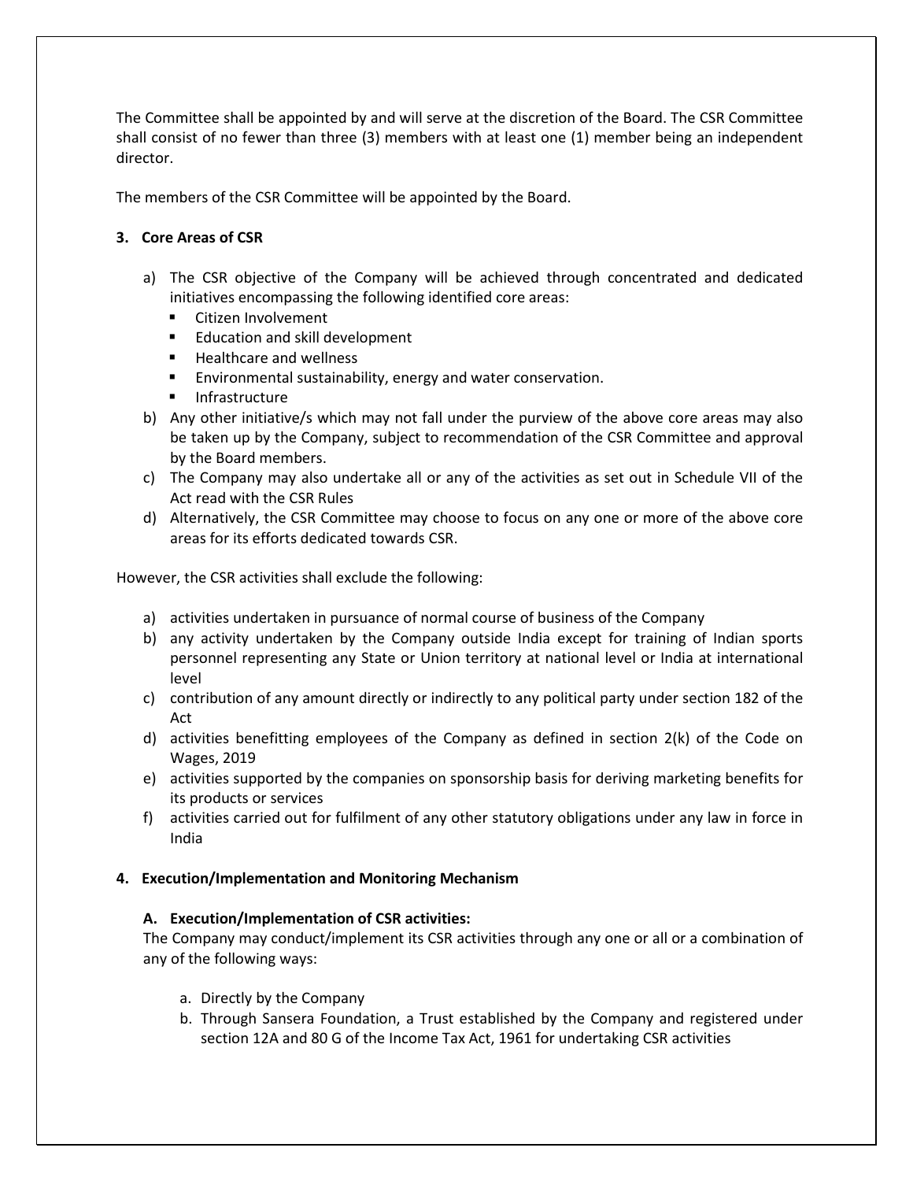The Committee shall be appointed by and will serve at the discretion of the Board. The CSR Committee shall consist of no fewer than three (3) members with at least one (1) member being an independent director.

The members of the CSR Committee will be appointed by the Board.

### 3. Core Areas of CSR

a) The CSR objective of the Company will be achieved through concentrated and dedicated initiatives encompassing the following identified core areas:
   - Citizen Involvement
   - Education and skill development
   - Healthcare and wellness
   - Environmental sustainability, energy and water conservation.
   - Infrastructure

b) Any other initiative/s which may not fall under the purview of the above core areas may also be taken up by the Company, subject to recommendation of the CSR Committee and approval by the Board members.

c) The Company may also undertake all or any of the activities as set out in Schedule VII of the Act read with the CSR Rules

d) Alternatively, the CSR Committee may choose to focus on any one or more of the above core areas for its efforts dedicated towards CSR.

However, the CSR activities shall exclude the following:

a) activities undertaken in pursuance of normal course of business of the Company
b) any activity undertaken by the Company outside India except for training of Indian sports personnel representing any State or Union territory at national level or India at international level
c) contribution of any amount directly or indirectly to any political party under section 182 of the Act
d) activities benefitting employees of the Company as defined in section 2(k) of the Code on Wages, 2019
e) activities supported by the companies on sponsorship basis for deriving marketing benefits for its products or services
f) activities carried out for fulfilment of any other statutory obligations under any law in force in India

### 4. Execution/Implementation and Monitoring Mechanism

#### A. Execution/Implementation of CSR activities:

The Company may conduct/implement its CSR activities through any one or all or a combination of any of the following ways:

a. Directly by the Company
b. Through Sansera Foundation, a Trust established by the Company and registered under section 12A and 80 G of the Income Tax Act, 1961 for undertaking CSR activities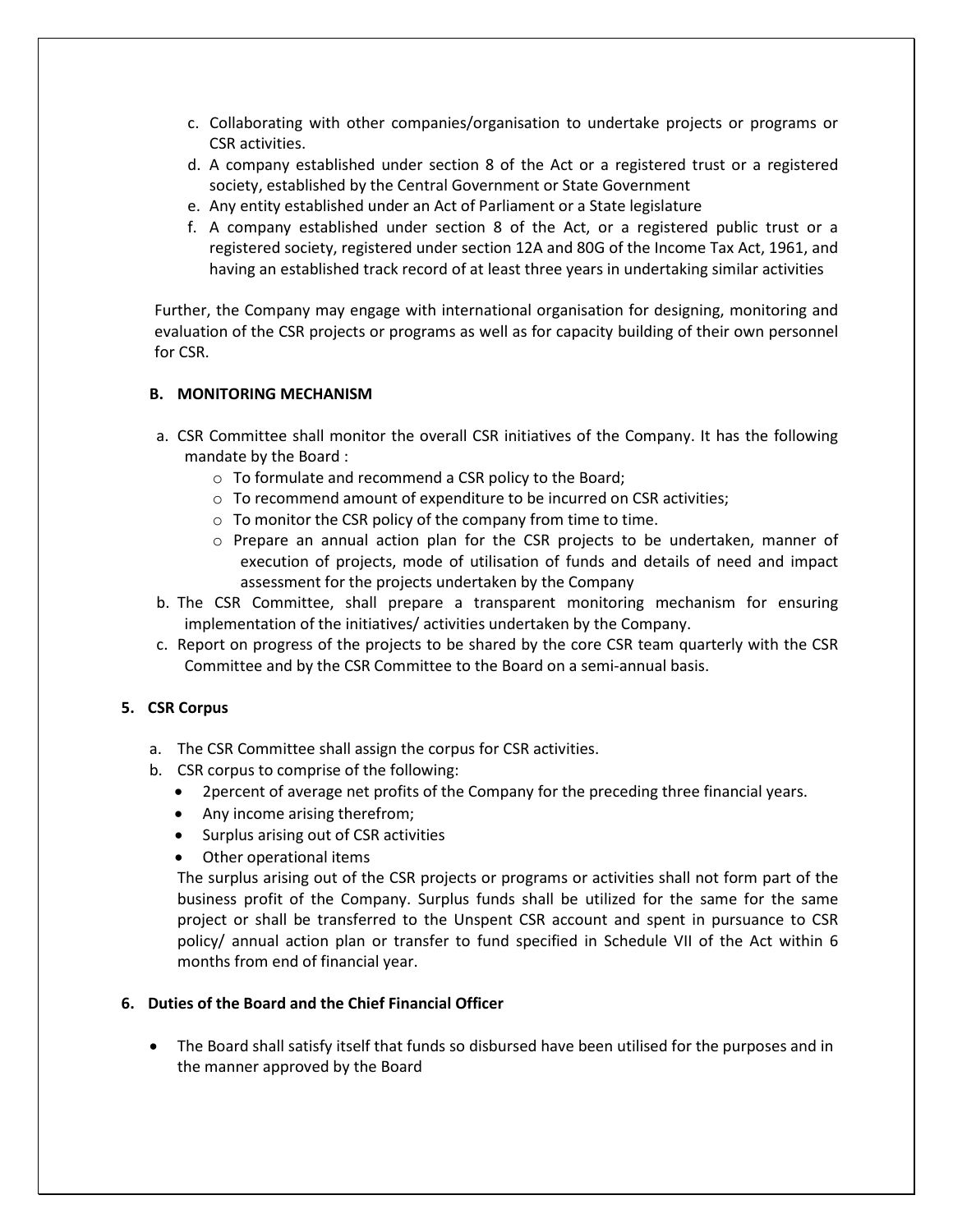c. Collaborating with other companies/organisation to undertake projects or programs or CSR activities.
d. A company established under section 8 of the Act or a registered trust or a registered society, established by the Central Government or State Government
e. Any entity established under an Act of Parliament or a State legislature
f. A company established under section 8 of the Act, or a registered public trust or a registered society, registered under section 12A and 80G of the Income Tax Act, 1961, and having an established track record of at least three years in undertaking similar activities

Further, the Company may engage with international organisation for designing, monitoring and evaluation of the CSR projects or programs as well as for capacity building of their own personnel for CSR.

**B. MONITORING MECHANISM**

a. CSR Committee shall monitor the overall CSR initiatives of the Company. It has the following mandate by the Board :
   - To formulate and recommend a CSR policy to the Board;
   - To recommend amount of expenditure to be incurred on CSR activities;
   - To monitor the CSR policy of the company from time to time.
   - Prepare an annual action plan for the CSR projects to be undertaken, manner of execution of projects, mode of utilisation of funds and details of need and impact assessment for the projects undertaken by the Company
b. The CSR Committee, shall prepare a transparent monitoring mechanism for ensuring implementation of the initiatives/ activities undertaken by the Company.
c. Report on progress of the projects to be shared by the core CSR team quarterly with the CSR Committee and by the CSR Committee to the Board on a semi-annual basis.

**5. CSR Corpus**

a. The CSR Committee shall assign the corpus for CSR activities.
b. CSR corpus to comprise of the following:
   - 2percent of average net profits of the Company for the preceding three financial years.
   - Any income arising therefrom;
   - Surplus arising out of CSR activities
   - Other operational items

   The surplus arising out of the CSR projects or programs or activities shall not form part of the business profit of the Company. Surplus funds shall be utilized for the same for the same project or shall be transferred to the Unspent CSR account and spent in pursuance to CSR policy/ annual action plan or transfer to fund specified in Schedule VII of the Act within 6 months from end of financial year.

**6. Duties of the Board and the Chief Financial Officer**

- The Board shall satisfy itself that funds so disbursed have been utilised for the purposes and in the manner approved by the Board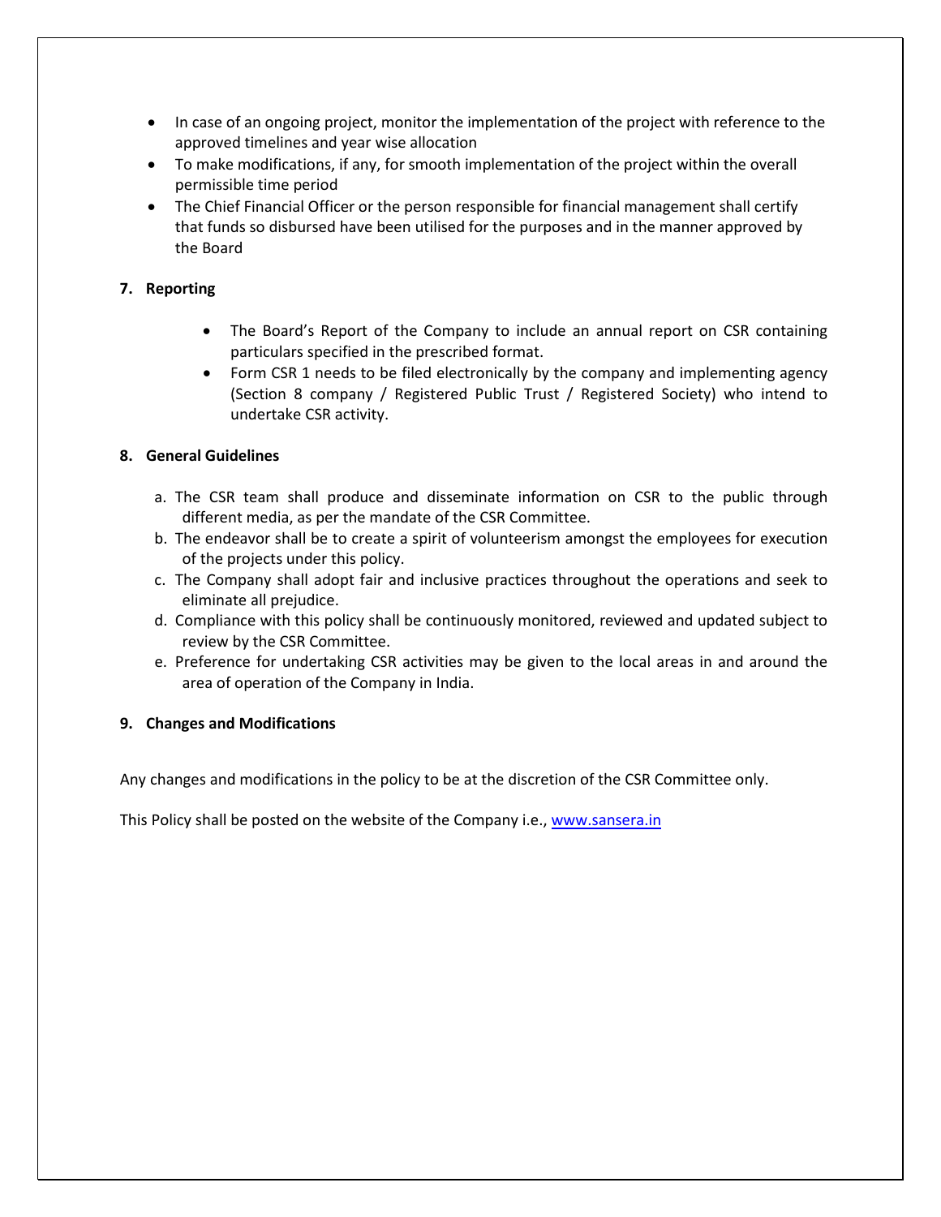- In case of an ongoing project, monitor the implementation of the project with reference to the approved timelines and year wise allocation
- To make modifications, if any, for smooth implementation of the project within the overall permissible time period
- The Chief Financial Officer or the person responsible for financial management shall certify that funds so disbursed have been utilised for the purposes and in the manner approved by the Board

**7. Reporting**

- The Board's Report of the Company to include an annual report on CSR containing particulars specified in the prescribed format.
- Form CSR 1 needs to be filed electronically by the company and implementing agency (Section 8 company / Registered Public Trust / Registered Society) who intend to undertake CSR activity.

**8. General Guidelines**

a. The CSR team shall produce and disseminate information on CSR to the public through different media, as per the mandate of the CSR Committee.
b. The endeavor shall be to create a spirit of volunteerism amongst the employees for execution of the projects under this policy.
c. The Company shall adopt fair and inclusive practices throughout the operations and seek to eliminate all prejudice.
d. Compliance with this policy shall be continuously monitored, reviewed and updated subject to review by the CSR Committee.
e. Preference for undertaking CSR activities may be given to the local areas in and around the area of operation of the Company in India.

**9. Changes and Modifications**

Any changes and modifications in the policy to be at the discretion of the CSR Committee only.

This Policy shall be posted on the website of the Company i.e., [www.sansera.in](http://www.sansera.in)